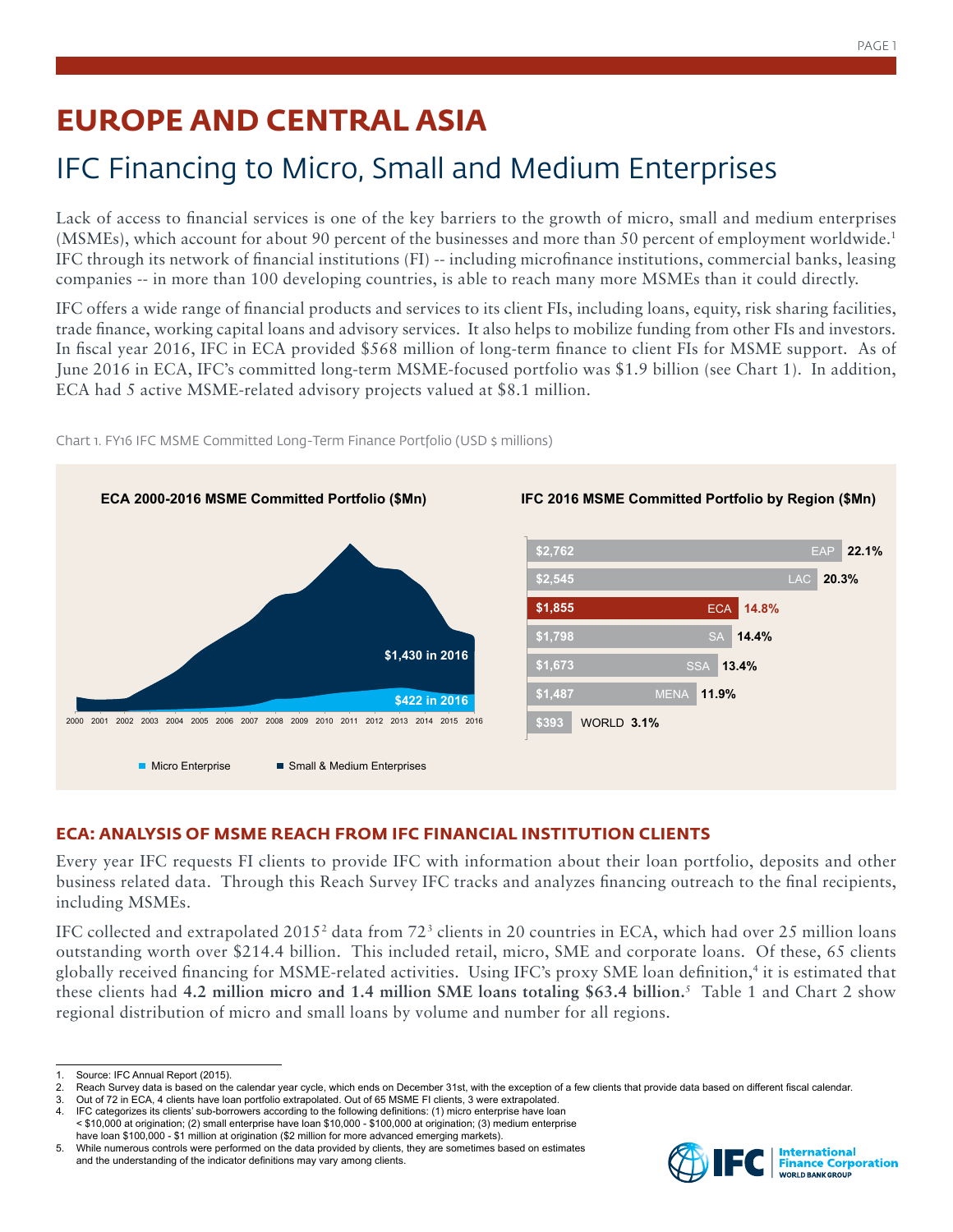# EUROPE AND CENTRAL ASIA

## IFC Financing to Micro, Small and Medium Enterprises

Lack of access to financial services is one of the key barriers to the growth of micro, small and medium enterprises (MSMEs), which account for about 90 percent of the businesses and more than 50 percent of employment worldwide.[1] IFC through its network of financial institutions (FI) -- including microfinance institutions, commercial banks, leasing companies -- in more than 100 developing countries, is able to reach many more MSMEs than it could directly.

IFC offers a wide range of financial products and services to its client FIs, including loans, equity, risk sharing facilities, trade finance, working capital loans and advisory services. It also helps to mobilize funding from other FIs and investors. In fiscal year 2016, IFC in ECA provided $568 million of long-term finance to client FIs for MSME support. As of June 2016 in ECA, IFC's committed long-term MSME-focused portfolio was $1.9 billion (see Chart 1). In addition, ECA had 5 active MSME-related advisory projects valued at $8.1 million.

Chart 1. FY16 IFC MSME Committed Long-Term Finance Portfolio (USD $ millions)

**ECA 2000-2016 MSME Committed Portfolio ($Mn)**

Small & Medium Enterprises: $1,430 in 2016
Micro Enterprise: $422 in 2016

(Years 2000–2016; legend: Micro Enterprise, Small & Medium Enterprises)

**IFC 2016 MSME Committed Portfolio by Region ($Mn)**

| Region | $Mn | Share |
|---|---|---|
| EAP | $2,762 | 22.1% |
| LAC | $2,545 | 20.3% |
| ECA | $1,855 | 14.8% |
| SA | $1,798 | 14.4% |
| SSA | $1,673 | 13.4% |
| MENA | $1,487 | 11.9% |
| WORLD | $393 | 3.1% |

### ECA: ANALYSIS OF MSME REACH FROM IFC FINANCIAL INSTITUTION CLIENTS

Every year IFC requests FI clients to provide IFC with information about their loan portfolio, deposits and other business related data. Through this Reach Survey IFC tracks and analyzes financing outreach to the final recipients, including MSMEs.

IFC collected and extrapolated 2015[2] data from 72[3] clients in 20 countries in ECA, which had over 25 million loans outstanding worth over $214.4 billion. This included retail, micro, SME and corporate loans. Of these, 65 clients globally received financing for MSME-related activities. Using IFC's proxy SME loan definition,[4] it is estimated that these clients had **4.2 million micro and 1.4 million SME loans totaling $63.4 billion.**[5] Table 1 and Chart 2 show regional distribution of micro and small loans by volume and number for all regions.

---

1. Source: IFC Annual Report (2015).
2. Reach Survey data is based on the calendar year cycle, which ends on December 31st, with the exception of a few clients that provide data based on different fiscal calendar.
3. Out of 72 in ECA, 4 clients have loan portfolio extrapolated. Out of 65 MSME FI clients, 3 were extrapolated.
4. IFC categorizes its clients' sub-borrowers according to the following definitions: (1) micro enterprise have loan < $10,000 at origination; (2) small enterprise have loan $10,000 - $100,000 at origination; (3) medium enterprise have loan $100,000 - $1 million at origination ($2 million for more advanced emerging markets).
5. While numerous controls were performed on the data provided by clients, they are sometimes based on estimates and the understanding of the indicator definitions may vary among clients.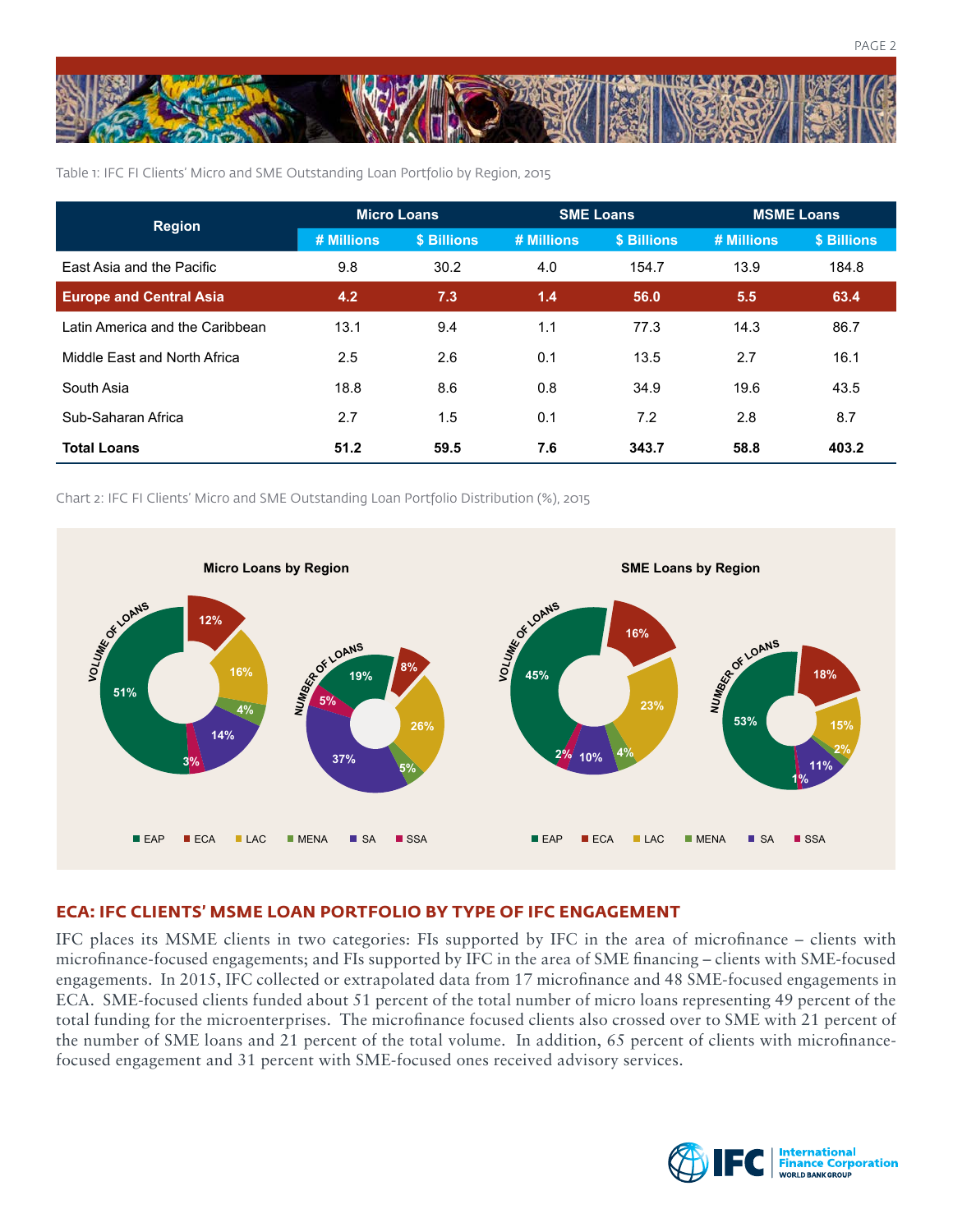Table 1: IFC FI Clients' Micro and SME Outstanding Loan Portfolio by Region, 2015

| Region | Micro Loans | | SME Loans | | MSME Loans | |
|---|---|---|---|---|---|---|
| | # Millions | $ Billions | # Millions | $ Billions | # Millions | $ Billions |
| East Asia and the Pacific | 9.8 | 30.2 | 4.0 | 154.7 | 13.9 | 184.8 |
| **Europe and Central Asia** | **4.2** | **7.3** | **1.4** | **56.0** | **5.5** | **63.4** |
| Latin America and the Caribbean | 13.1 | 9.4 | 1.1 | 77.3 | 14.3 | 86.7 |
| Middle East and North Africa | 2.5 | 2.6 | 0.1 | 13.5 | 2.7 | 16.1 |
| South Asia | 18.8 | 8.6 | 0.8 | 34.9 | 19.6 | 43.5 |
| Sub-Saharan Africa | 2.7 | 1.5 | 0.1 | 7.2 | 2.8 | 8.7 |
| **Total Loans** | **51.2** | **59.5** | **7.6** | **343.7** | **58.8** | **403.2** |

Chart 2: IFC FI Clients' Micro and SME Outstanding Loan Portfolio Distribution (%), 2015

**Micro Loans by Region**

| Region | Volume of Loans | Number of Loans |
|---|---|---|
| EAP | 51% | 19% |
| ECA | 12% | 8% |
| LAC | 16% | 26% |
| MENA | 4% | 5% |
| SA | 14% | 37% |
| SSA | 3% | 5% |

**SME Loans by Region**

| Region | Volume of Loans | Number of Loans |
|---|---|---|
| EAP | 45% | 53% |
| ECA | 16% | 18% |
| LAC | 23% | 15% |
| MENA | 4% | 2% |
| SA | 10% | 11% |
| SSA | 2% | 1% |

## ECA: IFC CLIENTS' MSME LOAN PORTFOLIO BY TYPE OF IFC ENGAGEMENT

IFC places its MSME clients in two categories: FIs supported by IFC in the area of microfinance – clients with microfinance-focused engagements; and FIs supported by IFC in the area of SME financing – clients with SME-focused engagements. In 2015, IFC collected or extrapolated data from 17 microfinance and 48 SME-focused engagements in ECA. SME-focused clients funded about 51 percent of the total number of micro loans representing 49 percent of the total funding for the microenterprises. The microfinance focused clients also crossed over to SME with 21 percent of the number of SME loans and 21 percent of the total volume. In addition, 65 percent of clients with microfinance-focused engagement and 31 percent with SME-focused ones received advisory services.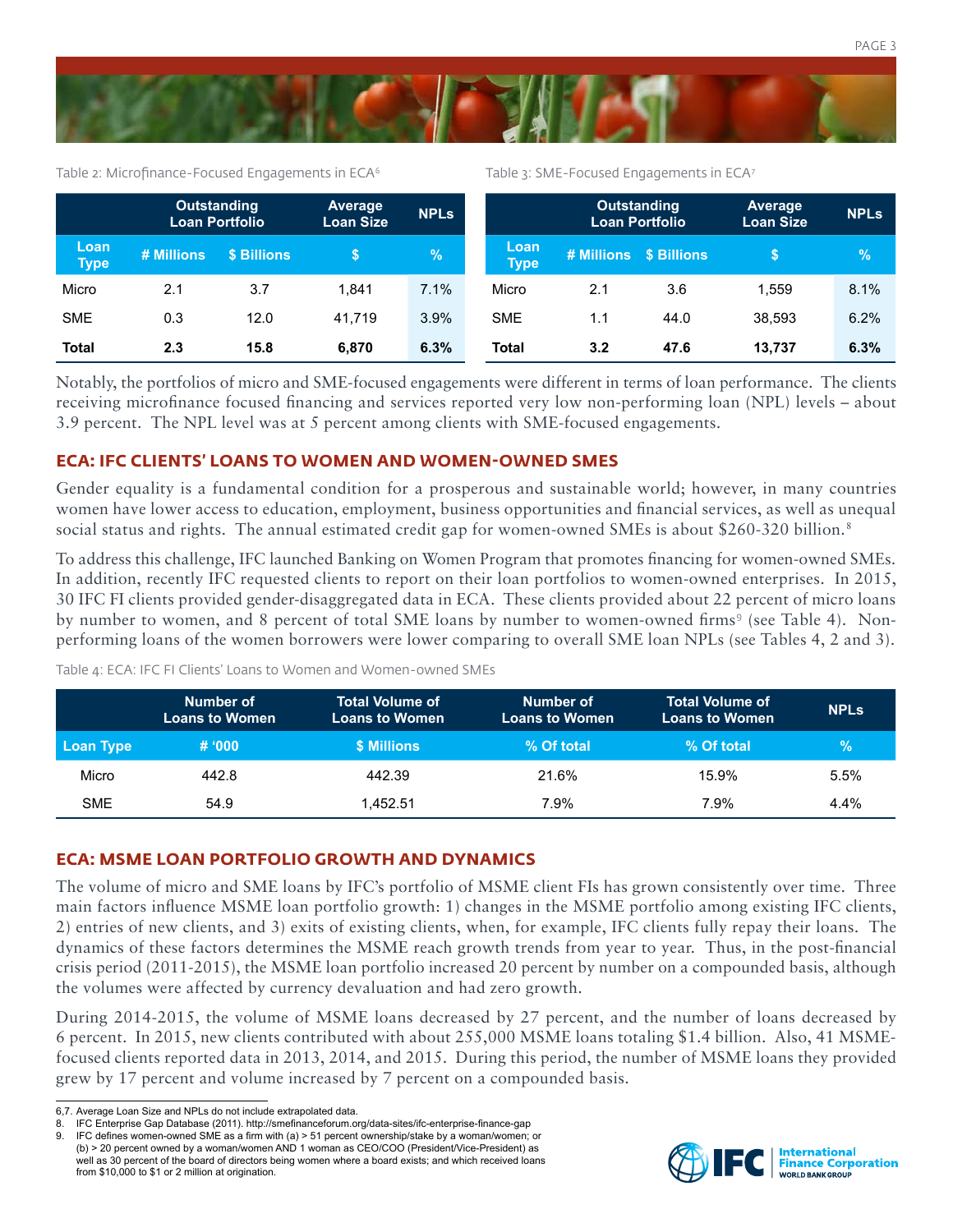Table 2: Microfinance-Focused Engagements in ECA[6]

| | Outstanding Loan Portfolio | | Average Loan Size | NPLs |
|---|---|---|---|---|
| Loan Type | # Millions | $ Billions | $ | % |
| Micro | 2.1 | 3.7 | 1,841 | 7.1% |
| SME | 0.3 | 12.0 | 41,719 | 3.9% |
| **Total** | **2.3** | **15.8** | **6,870** | **6.3%** |

Table 3: SME-Focused Engagements in ECA[7]

| | Outstanding Loan Portfolio | | Average Loan Size | NPLs |
|---|---|---|---|---|
| Loan Type | # Millions | $ Billions | $ | % |
| Micro | 2.1 | 3.6 | 1,559 | 8.1% |
| SME | 1.1 | 44.0 | 38,593 | 6.2% |
| **Total** | **3.2** | **47.6** | **13,737** | **6.3%** |

Notably, the portfolios of micro and SME-focused engagements were different in terms of loan performance. The clients receiving microfinance focused financing and services reported very low non-performing loan (NPL) levels – about 3.9 percent. The NPL level was at 5 percent among clients with SME-focused engagements.

## ECA: IFC CLIENTS' LOANS TO WOMEN AND WOMEN-OWNED SMES

Gender equality is a fundamental condition for a prosperous and sustainable world; however, in many countries women have lower access to education, employment, business opportunities and financial services, as well as unequal social status and rights. The annual estimated credit gap for women-owned SMEs is about $260-320 billion.[8]

To address this challenge, IFC launched Banking on Women Program that promotes financing for women-owned SMEs. In addition, recently IFC requested clients to report on their loan portfolios to women-owned enterprises. In 2015, 30 IFC FI clients provided gender-disaggregated data in ECA. These clients provided about 22 percent of micro loans by number to women, and 8 percent of total SME loans by number to women-owned firms[9] (see Table 4). Non-performing loans of the women borrowers were lower comparing to overall SME loan NPLs (see Tables 4, 2 and 3).

Table 4: ECA: IFC FI Clients' Loans to Women and Women-owned SMEs

| | Number of Loans to Women | Total Volume of Loans to Women | Number of Loans to Women | Total Volume of Loans to Women | NPLs |
|---|---|---|---|---|---|
| Loan Type | # '000 | $ Millions | % Of total | % Of total | % |
| Micro | 442.8 | 442.39 | 21.6% | 15.9% | 5.5% |
| SME | 54.9 | 1,452.51 | 7.9% | 7.9% | 4.4% |

## ECA: MSME LOAN PORTFOLIO GROWTH AND DYNAMICS

The volume of micro and SME loans by IFC's portfolio of MSME client FIs has grown consistently over time. Three main factors influence MSME loan portfolio growth: 1) changes in the MSME portfolio among existing IFC clients, 2) entries of new clients, and 3) exits of existing clients, when, for example, IFC clients fully repay their loans. The dynamics of these factors determines the MSME reach growth trends from year to year. Thus, in the post-financial crisis period (2011-2015), the MSME loan portfolio increased 20 percent by number on a compounded basis, although the volumes were affected by currency devaluation and had zero growth.

During 2014-2015, the volume of MSME loans decreased by 27 percent, and the number of loans decreased by 6 percent. In 2015, new clients contributed with about 255,000 MSME loans totaling $1.4 billion. Also, 41 MSME-focused clients reported data in 2013, 2014, and 2015. During this period, the number of MSME loans they provided grew by 17 percent and volume increased by 7 percent on a compounded basis.

---

6,7. Average Loan Size and NPLs do not include extrapolated data.
8. IFC Enterprise Gap Database (2011). http://smefinanceforum.org/data-sites/ifc-enterprise-finance-gap
9. IFC defines women-owned SME as a firm with (a) > 51 percent ownership/stake by a woman/women; or (b) > 20 percent owned by a woman/women AND 1 woman as CEO/COO (President/Vice-President) as well as 30 percent of the board of directors being women where a board exists; and which received loans from $10,000 to $1 or 2 million at origination.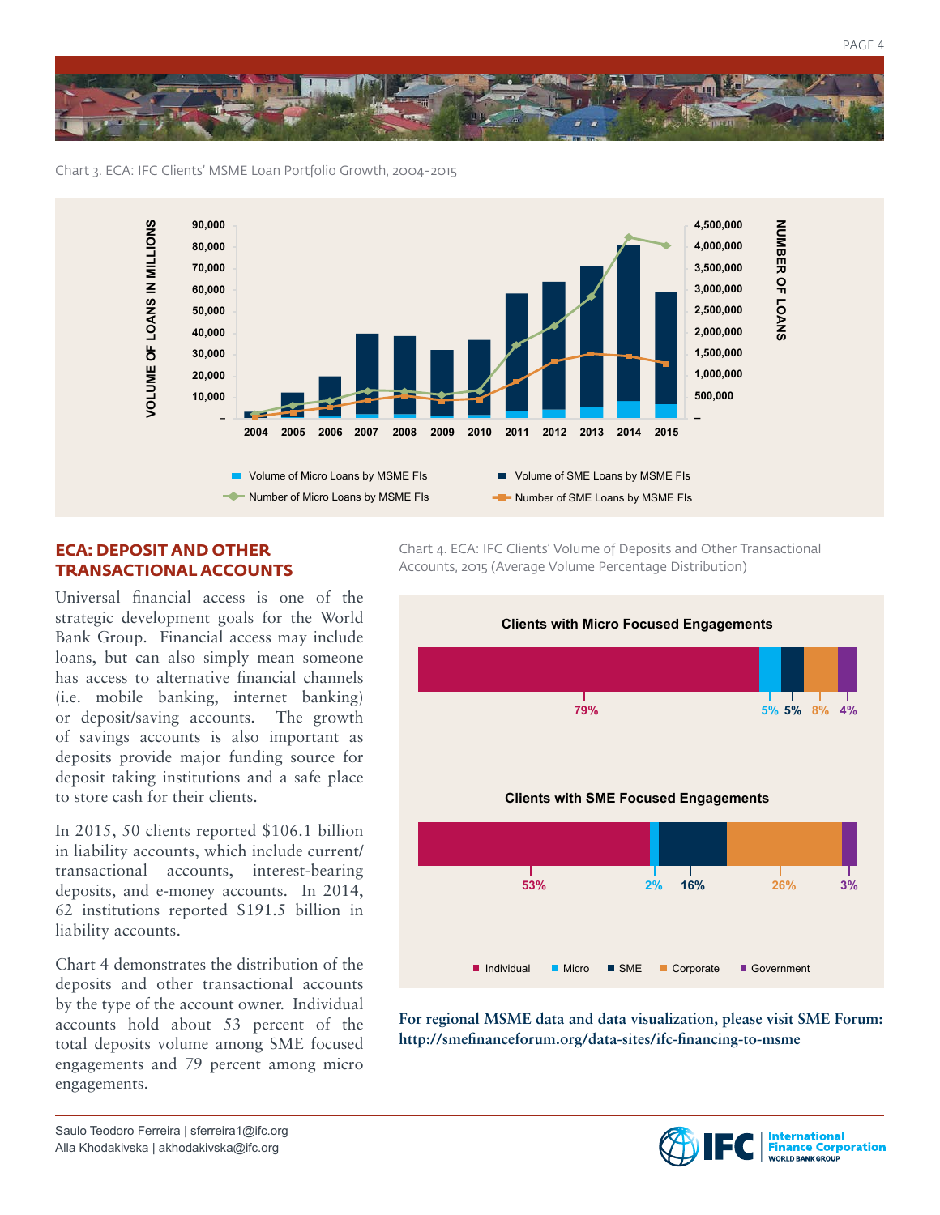Chart 3. ECA: IFC Clients' MSME Loan Portfolio Growth, 2004-2015

VOLUME OF LOANS IN MILLIONS

90,000
80,000
70,000
60,000
50,000
40,000
30,000
20,000
10,000
–

NUMBER OF LOANS

4,500,000
4,000,000
3,500,000
3,000,000
2,500,000
2,000,000
1,500,000
1,000,000
500,000
–

2004 2005 2006 2007 2008 2009 2010 2011 2012 2013 2014 2015

Volume of Micro Loans by MSME FIs
Volume of SME Loans by MSME FIs
Number of Micro Loans by MSME FIs
Number of SME Loans by MSME FIs

## ECA: DEPOSIT AND OTHER TRANSACTIONAL ACCOUNTS

Universal financial access is one of the strategic development goals for the World Bank Group. Financial access may include loans, but can also simply mean someone has access to alternative financial channels (i.e. mobile banking, internet banking) or deposit/saving accounts. The growth of savings accounts is also important as deposits provide major funding source for deposit taking institutions and a safe place to store cash for their clients.

In 2015, 50 clients reported $106.1 billion in liability accounts, which include current/transactional accounts, interest-bearing deposits, and e-money accounts. In 2014, 62 institutions reported $191.5 billion in liability accounts.

Chart 4 demonstrates the distribution of the deposits and other transactional accounts by the type of the account owner. Individual accounts hold about 53 percent of the total deposits volume among SME focused engagements and 79 percent among micro engagements.

Chart 4. ECA: IFC Clients' Volume of Deposits and Other Transactional Accounts, 2015 (Average Volume Percentage Distribution)

Clients with Micro Focused Engagements

79% 5% 5% 8% 4%

Clients with SME Focused Engagements

53% 2% 16% 26% 3%

Individual Micro SME Corporate Government

**For regional MSME data and data visualization, please visit SME Forum: http://smefinanceforum.org/data-sites/ifc-financing-to-msme**

Saulo Teodoro Ferreira | sferreira1@ifc.org
Alla Khodakivska | akhodakivska@ifc.org